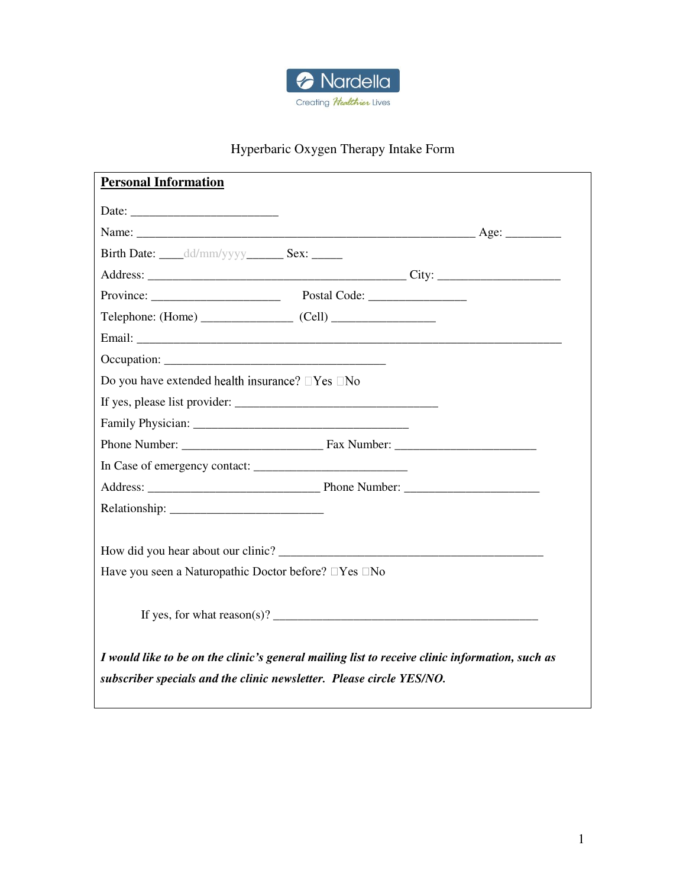Nardella
Creating Healthier Lives

# Hyperbaric Oxygen Therapy Intake Form

## Personal Information

Date: ________________________

Name: _______________________________________________________ Age: _________

Birth Date: ____dd/mm/yyyy______ Sex: _____

Address: __________________________________________ City: ____________________

Province: _____________________ Postal Code: _______________

Telephone: (Home) _______________ (Cell) _________________

Email: ______________________________________________________________________

Occupation: ____________________________________

Do you have extended health insurance? ☐Yes ☐No

If yes, please list provider: _________________________________

Family Physician: ___________________________________

Phone Number: _______________________ Fax Number: _______________________

In Case of emergency contact: _________________________

Address: ____________________________ Phone Number: ______________________

Relationship: _________________________

How did you hear about our clinic? ___________________________________________

Have you seen a Naturopathic Doctor before? ☐Yes ☐No

If yes, for what reason(s)? ___________________________________________

***I would like to be on the clinic's general mailing list to receive clinic information, such as subscriber specials and the clinic newsletter. Please circle YES/NO.***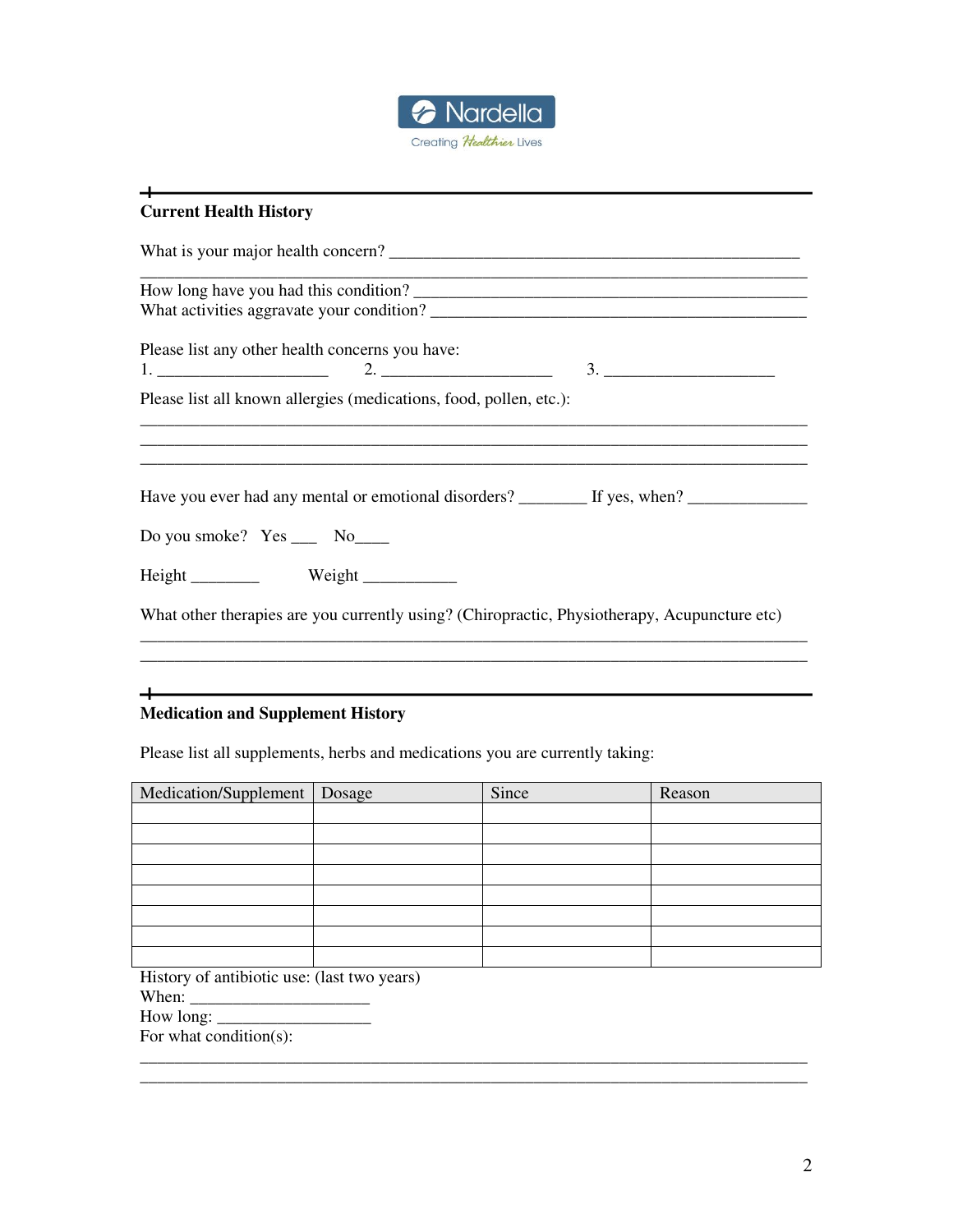Nardella
Creating Healthier Lives

## Current Health History

What is your major health concern? ______________________________________________
_____________________________________________________________________________

How long have you had this condition? ____________________________________________
What activities aggravate your condition? _________________________________________

Please list any other health concerns you have:
1. ____________________ 2. ____________________ 3. ____________________

Please list all known allergies (medications, food, pollen, etc.):
_____________________________________________________________________________
_____________________________________________________________________________
_____________________________________________________________________________

Have you ever had any mental or emotional disorders? ________ If yes, when? ______________

Do you smoke? Yes ___ No____

Height ________ Weight ___________

What other therapies are you currently using? (Chiropractic, Physiotherapy, Acupuncture etc)
_____________________________________________________________________________
_____________________________________________________________________________

## Medication and Supplement History

Please list all supplements, herbs and medications you are currently taking:

| Medication/Supplement | Dosage | Since | Reason |
| --- | --- | --- | --- |
| | | | |
| | | | |
| | | | |
| | | | |
| | | | |
| | | | |
| | | | |
| | | | |

History of antibiotic use: (last two years)
When: ____________________
How long: __________________
For what condition(s):
_____________________________________________________________________________
_____________________________________________________________________________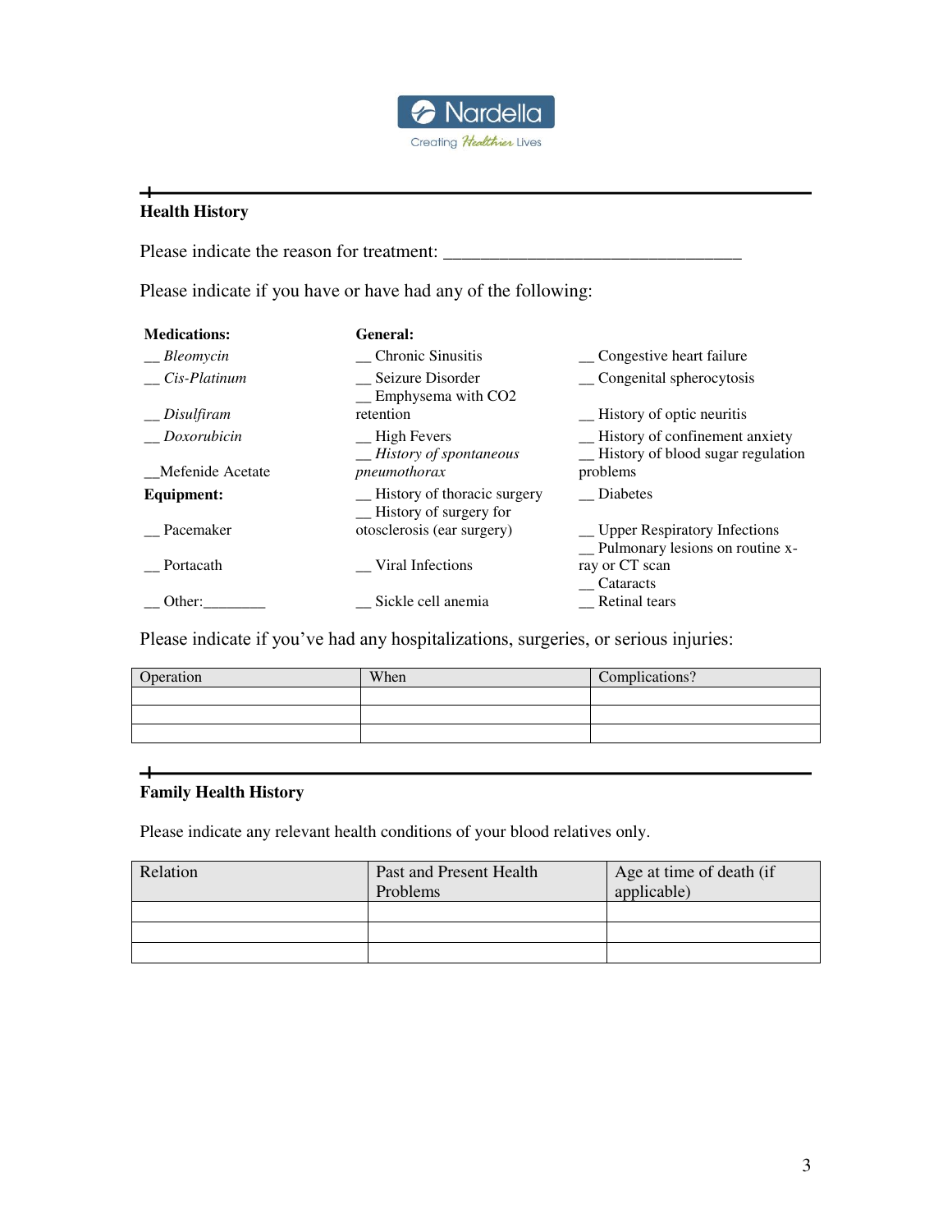Nardella
Creating *Healthier* Lives

## Health History

Please indicate the reason for treatment: ________________________________

Please indicate if you have or have had any of the following:

**Medications:**

- __ *Bleomycin*
- __ *Cis-Platinum*
- __ *Disulfiram*
- __ *Doxorubicin*
- __Mefenide Acetate

**Equipment:**

- __ Pacemaker
- __ Portacath
- __ Other:________

**General:**

- __ Chronic Sinusitis
- __ Seizure Disorder
- __ Emphysema with $CO_2$ retention
- __ High Fevers
- __ *History of spontaneous pneumothorax*
- __ History of thoracic surgery
- __ History of surgery for otosclerosis (ear surgery)
- __ Viral Infections
- __ Sickle cell anemia
- __ Congestive heart failure
- __ Congenital spherocytosis
- __ History of optic neuritis
- __ History of confinement anxiety
- __ History of blood sugar regulation problems
- __ Diabetes
- __ Upper Respiratory Infections
- __ Pulmonary lesions on routine x-ray or CT scan
- __ Cataracts
- __ Retinal tears

Please indicate if you've had any hospitalizations, surgeries, or serious injuries:

| Operation | When | Complications? |
|---|---|---|
| | | |
| | | |
| | | |

## Family Health History

Please indicate any relevant health conditions of your blood relatives only.

| Relation | Past and Present Health Problems | Age at time of death (if applicable) |
|---|---|---|
| | | |
| | | |
| | | |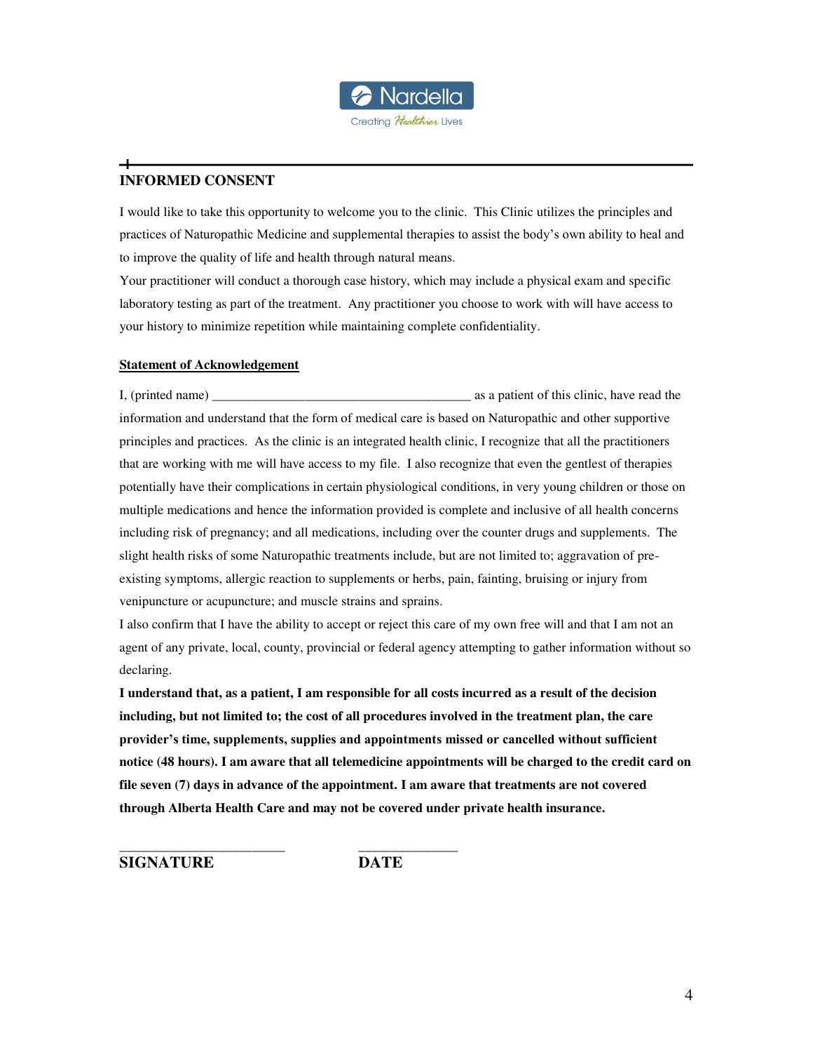Nardella

Creating *Healthier* Lives

## INFORMED CONSENT

I would like to take this opportunity to welcome you to the clinic. This Clinic utilizes the principles and practices of Naturopathic Medicine and supplemental therapies to assist the body's own ability to heal and to improve the quality of life and health through natural means.

Your practitioner will conduct a thorough case history, which may include a physical exam and specific laboratory testing as part of the treatment. Any practitioner you choose to work with will have access to your history to minimize repetition while maintaining complete confidentiality.

### Statement of Acknowledgement

I, (printed name) ________________________________________ as a patient of this clinic, have read the information and understand that the form of medical care is based on Naturopathic and other supportive principles and practices. As the clinic is an integrated health clinic, I recognize that all the practitioners that are working with me will have access to my file. I also recognize that even the gentlest of therapies potentially have their complications in certain physiological conditions, in very young children or those on multiple medications and hence the information provided is complete and inclusive of all health concerns including risk of pregnancy; and all medications, including over the counter drugs and supplements. The slight health risks of some Naturopathic treatments include, but are not limited to; aggravation of pre-existing symptoms, allergic reaction to supplements or herbs, pain, fainting, bruising or injury from venipuncture or acupuncture; and muscle strains and sprains.

I also confirm that I have the ability to accept or reject this care of my own free will and that I am not an agent of any private, local, county, provincial or federal agency attempting to gather information without so declaring.

**I understand that, as a patient, I am responsible for all costs incurred as a result of the decision including, but not limited to; the cost of all procedures involved in the treatment plan, the care provider's time, supplements, supplies and appointments missed or cancelled without sufficient notice (48 hours). I am aware that all telemedicine appointments will be charged to the credit card on file seven (7) days in advance of the appointment. I am aware that treatments are not covered through Alberta Health Care and may not be covered under private health insurance.**

_______________________ &nbsp;&nbsp;&nbsp;&nbsp;&nbsp;&nbsp;&nbsp;&nbsp; ______________

**SIGNATURE** &nbsp;&nbsp;&nbsp;&nbsp;&nbsp;&nbsp;&nbsp;&nbsp;&nbsp;&nbsp;&nbsp;&nbsp;&nbsp;&nbsp;&nbsp;&nbsp;&nbsp;&nbsp;&nbsp;&nbsp; **DATE**